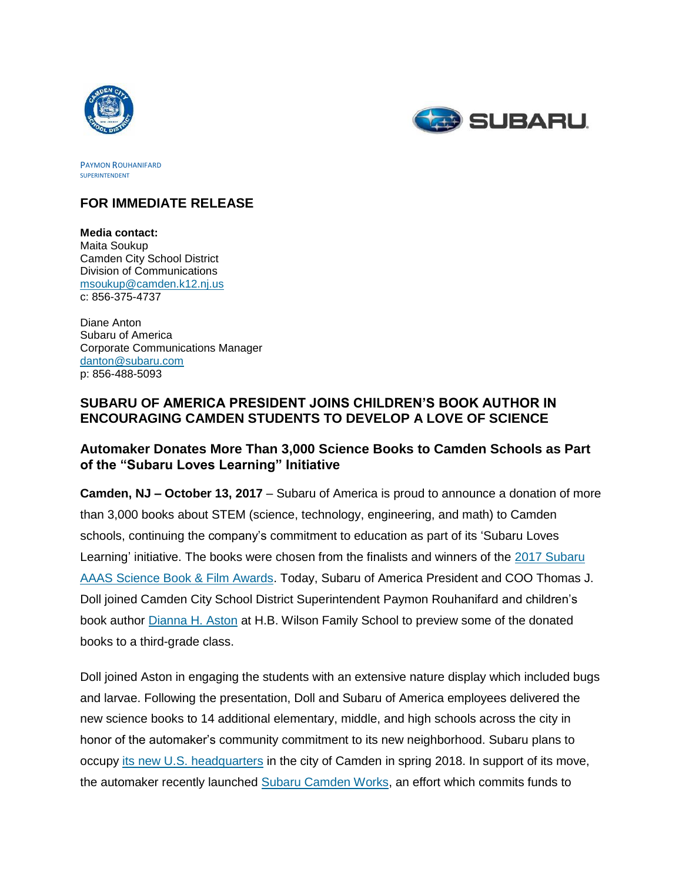PAYMON ROUHANIFARD
SUPERINTENDENT

## FOR IMMEDIATE RELEASE

**Media contact:**
Maita Soukup
Camden City School District
Division of Communications
msoukup@camden.k12.nj.us
c: 856-375-4737

Diane Anton
Subaru of America
Corporate Communications Manager
danton@subaru.com
p: 856-488-5093

## SUBARU OF AMERICA PRESIDENT JOINS CHILDREN'S BOOK AUTHOR IN ENCOURAGING CAMDEN STUDENTS TO DEVELOP A LOVE OF SCIENCE

### Automaker Donates More Than 3,000 Science Books to Camden Schools as Part of the "Subaru Loves Learning" Initiative

**Camden, NJ – October 13, 2017** – Subaru of America is proud to announce a donation of more than 3,000 books about STEM (science, technology, engineering, and math) to Camden schools, continuing the company's commitment to education as part of its 'Subaru Loves Learning' initiative. The books were chosen from the finalists and winners of the 2017 Subaru AAAS Science Book & Film Awards. Today, Subaru of America President and COO Thomas J. Doll joined Camden City School District Superintendent Paymon Rouhanifard and children's book author Dianna H. Aston at H.B. Wilson Family School to preview some of the donated books to a third-grade class.

Doll joined Aston in engaging the students with an extensive nature display which included bugs and larvae. Following the presentation, Doll and Subaru of America employees delivered the new science books to 14 additional elementary, middle, and high schools across the city in honor of the automaker's community commitment to its new neighborhood. Subaru plans to occupy its new U.S. headquarters in the city of Camden in spring 2018. In support of its move, the automaker recently launched Subaru Camden Works, an effort which commits funds to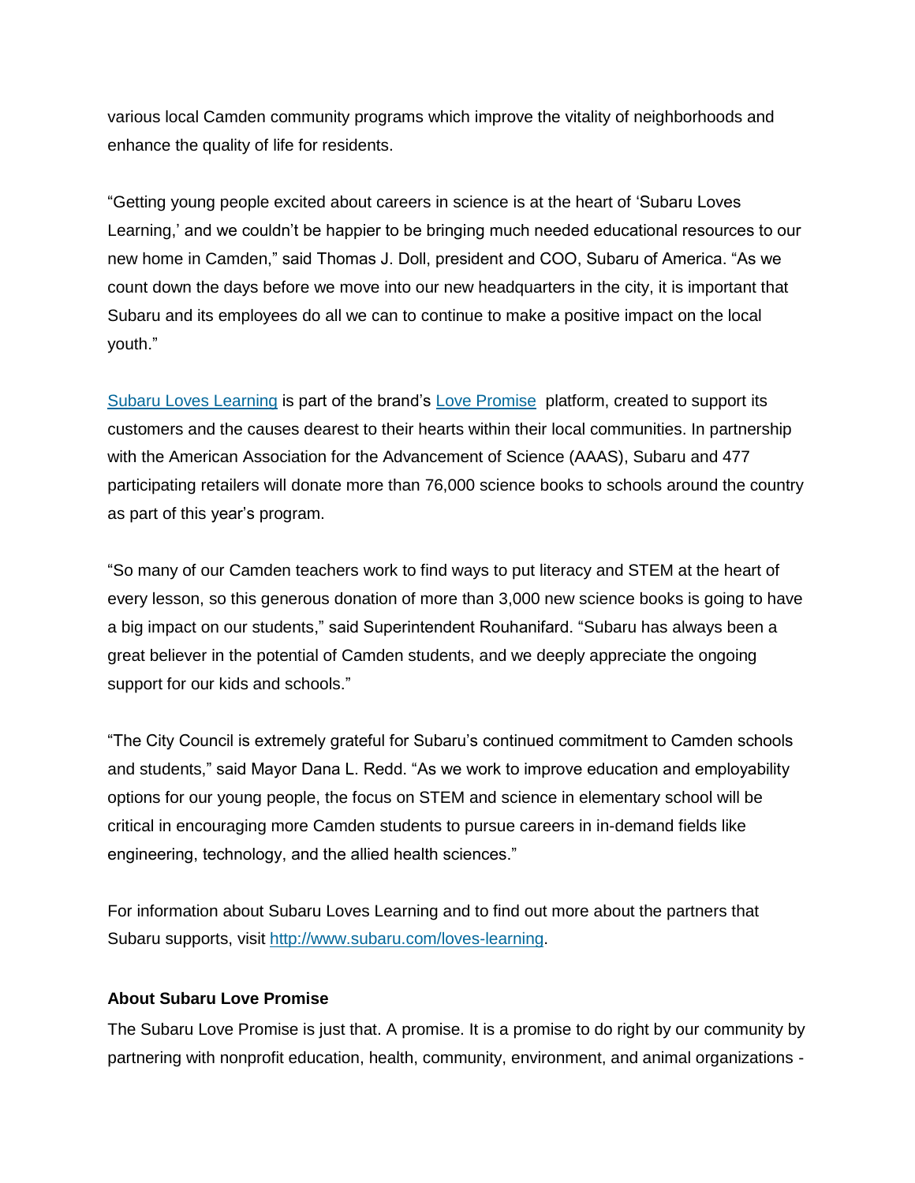various local Camden community programs which improve the vitality of neighborhoods and enhance the quality of life for residents.

"Getting young people excited about careers in science is at the heart of 'Subaru Loves Learning,' and we couldn't be happier to be bringing much needed educational resources to our new home in Camden," said Thomas J. Doll, president and COO, Subaru of America. "As we count down the days before we move into our new headquarters in the city, it is important that Subaru and its employees do all we can to continue to make a positive impact on the local youth."

[Subaru Loves Learning](http://www.subaru.com/loves-learning) is part of the brand's [Love Promise](#) platform, created to support its customers and the causes dearest to their hearts within their local communities. In partnership with the American Association for the Advancement of Science (AAAS), Subaru and 477 participating retailers will donate more than 76,000 science books to schools around the country as part of this year's program.

"So many of our Camden teachers work to find ways to put literacy and STEM at the heart of every lesson, so this generous donation of more than 3,000 new science books is going to have a big impact on our students," said Superintendent Rouhanifard. "Subaru has always been a great believer in the potential of Camden students, and we deeply appreciate the ongoing support for our kids and schools."

"The City Council is extremely grateful for Subaru's continued commitment to Camden schools and students," said Mayor Dana L. Redd. "As we work to improve education and employability options for our young people, the focus on STEM and science in elementary school will be critical in encouraging more Camden students to pursue careers in in-demand fields like engineering, technology, and the allied health sciences."

For information about Subaru Loves Learning and to find out more about the partners that Subaru supports, visit [http://www.subaru.com/loves-learning](http://www.subaru.com/loves-learning).

**About Subaru Love Promise**

The Subaru Love Promise is just that. A promise. It is a promise to do right by our community by partnering with nonprofit education, health, community, environment, and animal organizations -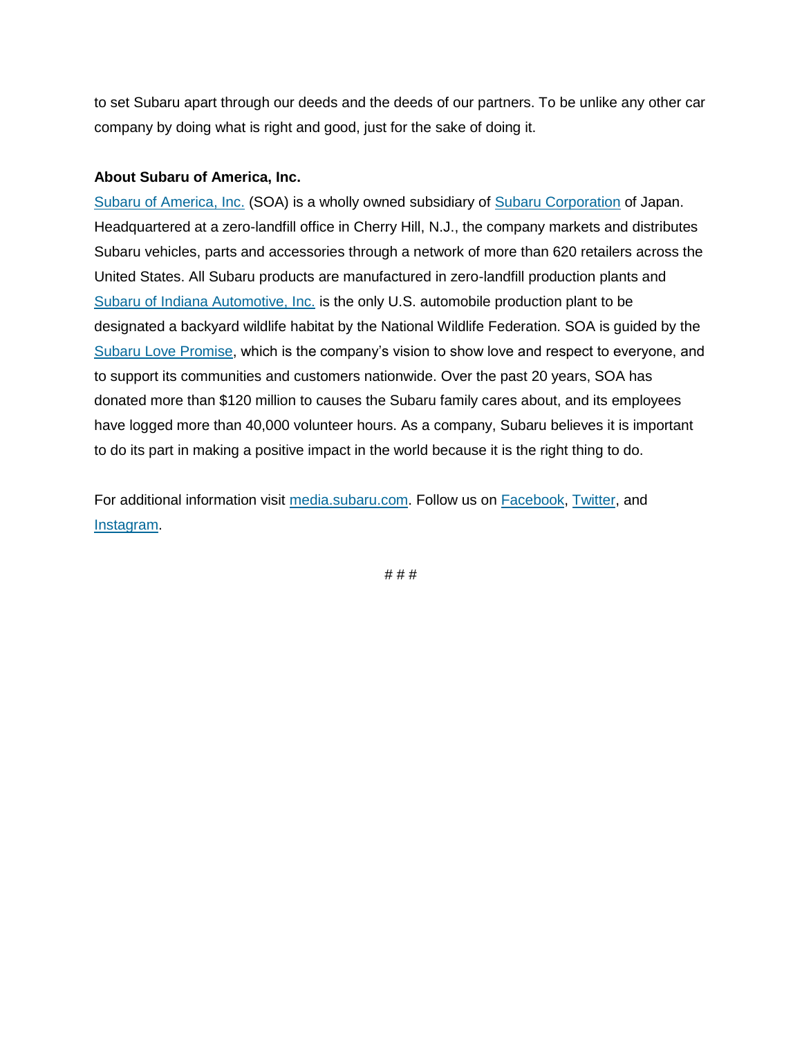to set Subaru apart through our deeds and the deeds of our partners. To be unlike any other car company by doing what is right and good, just for the sake of doing it.

**About Subaru of America, Inc.**

Subaru of America, Inc. (SOA) is a wholly owned subsidiary of Subaru Corporation of Japan. Headquartered at a zero-landfill office in Cherry Hill, N.J., the company markets and distributes Subaru vehicles, parts and accessories through a network of more than 620 retailers across the United States. All Subaru products are manufactured in zero-landfill production plants and Subaru of Indiana Automotive, Inc. is the only U.S. automobile production plant to be designated a backyard wildlife habitat by the National Wildlife Federation. SOA is guided by the Subaru Love Promise, which is the company's vision to show love and respect to everyone, and to support its communities and customers nationwide. Over the past 20 years, SOA has donated more than $120 million to causes the Subaru family cares about, and its employees have logged more than 40,000 volunteer hours. As a company, Subaru believes it is important to do its part in making a positive impact in the world because it is the right thing to do.

For additional information visit media.subaru.com. Follow us on Facebook, Twitter, and Instagram.

# # #